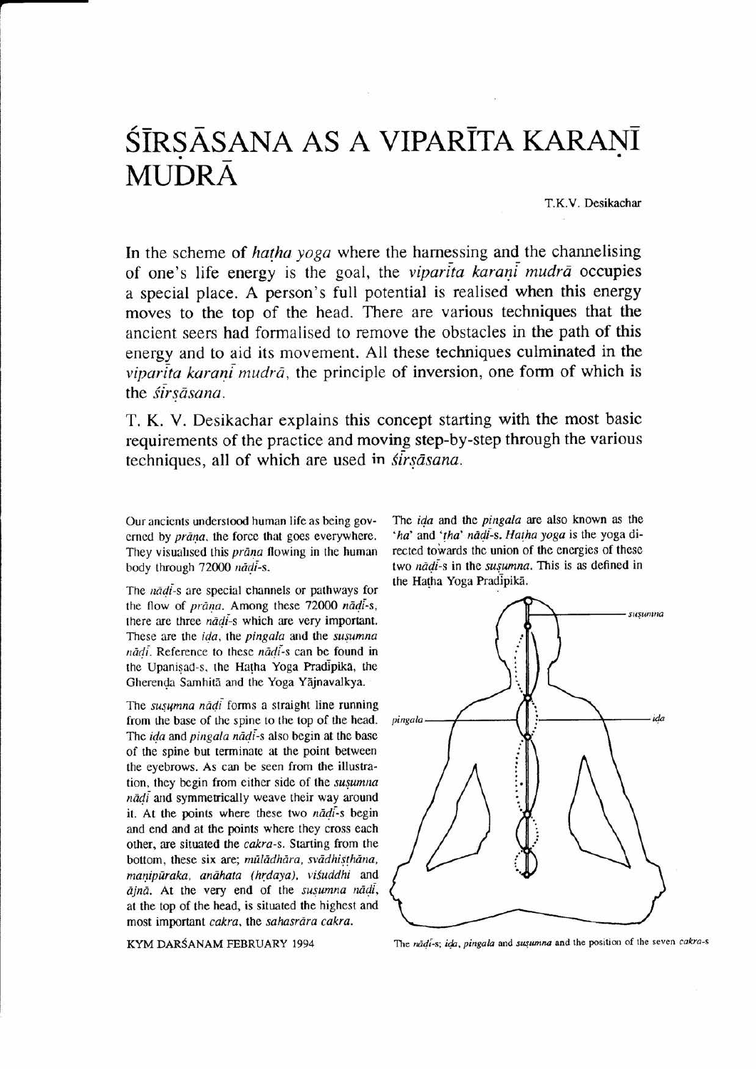# ŚĪRṢĀSANA AS A VIPARĪTA KARAṆĪ MUDRĀ

T.K.V. Desikachar

In the scheme of *haṭha yoga* where the harnessing and the channelising of one's life energy is the goal, the *viparīta karaṇī mudrā* occupies a special place. A person's full potential is realised when this energy moves to the top of the head. There are various techniques that the ancient seers had formalised to remove the obstacles in the path of this energy and to aid its movement. All these techniques culminated in the *viparīta karaṇī mudrā*, the principle of inversion, one form of which is the *śīrṣāsana*.

T. K. V. Desikachar explains this concept starting with the most basic requirements of the practice and moving step-by-step through the various techniques, all of which are used in *śīrṣāsana*.

Our ancients understood human life as being governed by *prāṇa*, the force that goes everywhere. They visualised this *prāṇa* flowing in the human body through 72000 *nāḍī*-s.

The *nāḍī*-s are special channels or pathways for the flow of *prāṇa*. Among these 72000 *nāḍī*-s, there are three *nāḍī*-s which are very important. These are the *iḍa*, the *pingala* and the *suṣumna nāḍī*. Reference to these *nāḍī*-s can be found in the Upaniṣad-s, the Haṭha Yoga Pradīpika, the Gherenḍa Samhitā and the Yoga Yājnavalkya.

The *suṣumna nāḍī* forms a straight line running from the base of the spine to the top of the head. The *iḍa* and *pingala nāḍī*-s also begin at the base of the spine but terminate at the point between the eyebrows. As can be seen from the illustration, they begin from either side of the *suṣumna nāḍī* and symmetrically weave their way around it. At the points where these two *nāḍī*-s begin and end and at the points where they cross each other, are situated the *cakra*-s. Starting from the bottom, these six are; *mūlādhāra*, *svādhiṣthāna*, *maṇipūraka*, *anāhata (hṛdaya)*, *viśuddhi* and *ājnā*. At the very end of the *suṣumna nāḍī*, at the top of the head, is situated the highest and most important *cakra*, the *sahasrāra cakra*.

The *iḍa* and the *pingala* are also known as the '*ha*' and '*ṭha*' *nāḍī*-s. *Haṭha yoga* is the yoga directed towards the union of the energies of these two *nāḍī*-s in the *suṣumna*. This is as defined in the Haṭha Yoga Pradīpikā.

The *nāḍī*-s; *iḍa*, *pingala* and *suṣumna* and the position of the seven *cakra*-s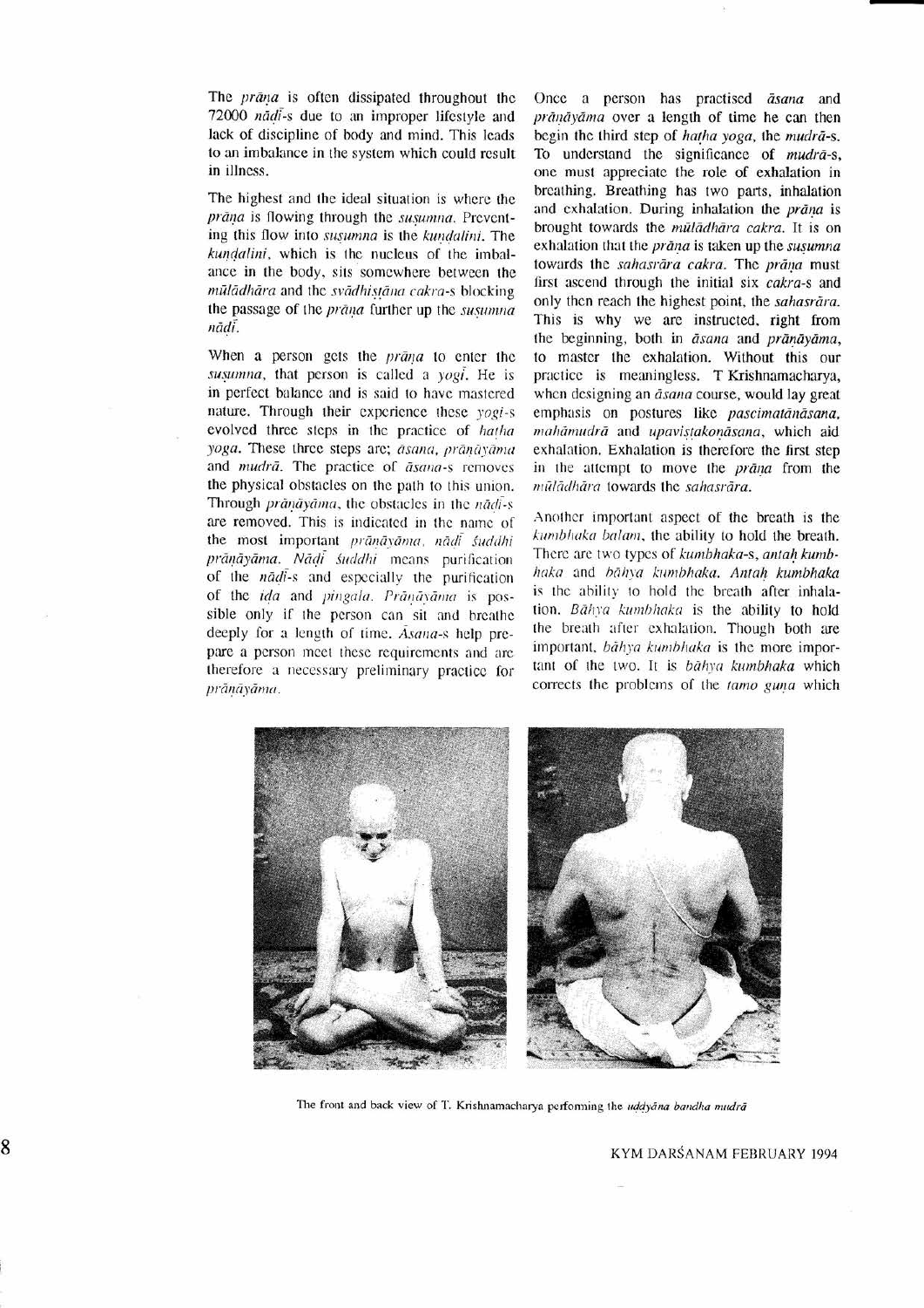The *prāṇa* is often dissipated throughout the 72000 *nāḍī*-s due to an improper lifestyle and lack of discipline of body and mind. This leads to an imbalance in the system which could result in illness.

The highest and the ideal situation is where the *prāṇa* is flowing through the *suṣumna*. Preventing this flow into *suṣumna* is the *kuṇḍalini*. The *kuṇḍalini*, which is the nucleus of the imbalance in the body, sits somewhere between the *mūlādhāra* and the *svādhiṣṭāna cakra*-s blocking the passage of the *prāṇa* further up the *suṣumna nāḍī*.

When a person gets the *prāṇa* to enter the *suṣumna*, that person is called a *yogī*. He is in perfect balance and is said to have mastered nature. Through their experience these *yogi*-s evolved three steps in the practice of *haṭha yoga*. These three steps are; *āsana*, *prāṇāyāma* and *mudrā*. The practice of *āsana*-s removes the physical obstacles on the path to this union. Through *prāṇāyāma*, the obstacles in the *nāḍī*-s are removed. This is indicated in the name of the most important *prāṇāyāma*, *nāḍī śuddhi prāṇāyāma*. *Nāḍī śuddhi* means purification of the *nāḍī*-s and especially the purification of the *iḍa* and *piṅgala*. *Prāṇāyāma* is possible only if the person can sit and breathe deeply for a length of time. *Āsana*-s help prepare a person meet these requirements and are therefore a necessary preliminary practice for *prāṇāyāma*.

Once a person has practised *āsana* and *prāṇāyāma* over a length of time he can then begin the third step of *haṭha yoga*, the *mudrā*-s. To understand the significance of *mudrā*-s, one must appreciate the role of exhalation in breathing. Breathing has two parts, inhalation and exhalation. During inhalation the *prāṇa* is brought towards the *mūlādhāra cakra*. It is on exhalation that the *prāṇa* is taken up the *suṣumna* towards the *sahasrāra cakra*. The *prāṇa* must first ascend through the initial six *cakra*-s and only then reach the highest point, the *sahasrāra*. This is why we are instructed, right from the beginning, both in *āsana* and *prāṇāyāma*, to master the exhalation. Without this our practice is meaningless. T Krishnamacharya, when designing an *āsana* course, would lay great emphasis on postures like *pascimatānāsana*, *mahāmudrā* and *upaviṣṭakoṇāsana*, which aid exhalation. Exhalation is therefore the first step in the attempt to move the *prāṇa* from the *mūlādhāra* towards the *sahasrāra*.

Another important aspect of the breath is the *kumbhaka balam*, the ability to hold the breath. There are two types of *kumbhaka*-s, *antaḥ kumbhaka* and *bāhya kumbhaka*. *Antaḥ kumbhaka* is the ability to hold the breath after inhalation. *Bāhya kumbhaka* is the ability to hold the breath after exhalation. Though both are important, *bāhya kumbhaka* is the more important of the two. It is *bāhya kumbhaka* which corrects the problems of the *tamo guṇa* which

The front and back view of T. Krishnamacharya performing the *uḍḍyāna bandha mudrā*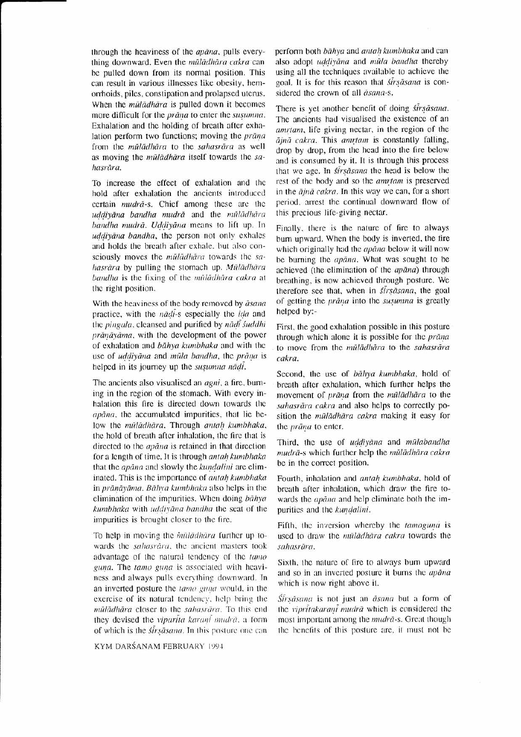through the heaviness of the *apāna*, pulls everything downward. Even the *mūlādhāra cakra* can be pulled down from its normal position. This can result in various illnesses like obesity, hemorrhoids, piles, constipation and prolapsed uterus. When the *mūlādhāra* is pulled down it becomes more difficult for the *prāṇa* to enter the *suṣumna*. Exhalation and the holding of breath after exhalation perform two functions; moving the *prāṇa* from the *mūlādhāra* to the *sahasrāra* as well as moving the *mūlādhāra* itself towards the *sahasrāra*.

To increase the effect of exhalation and the hold after exhalation the ancients introduced certain *mudrā*-s. Chief among these are the *uḍḍiyāna bandha mudrā* and the *mūlādhāra bandha mudrā*. *Uḍḍiyāna* means to lift up. In *uḍḍiyāna bandha*, the person not only exhales and holds the breath after exhale, but also consciously moves the *mūlādhāra* towards the *sahasrāra* by pulling the stomach up. *Mūlādhāra bandha* is the fixing of the *mūlādhāra cakra* at the right position.

With the heaviness of the body removed by *āsana* practice, with the *nāḍī*-s especially the *iḍa* and the *piṅgala*, cleansed and purified by *nāḍī śuddhi prāṇāyāma*, with the development of the power of exhalation and *bāhya kumbhaka* and with the use of *uḍḍiyāna* and *mūla bandha*, the *prāṇa* is helped in its journey up the *suṣumna nāḍī*.

The ancients also visualised an *agni*, a fire, burning in the region of the stomach. With every inhalation this fire is directed down towards the *apāna*, the accumulated impurities, that lie below the *mūlādhāra*. Through *antaḥ kumbhaka*, the hold of breath after inhalation, the fire that is directed to the *apāna* is retained in that direction for a length of time. It is through *antaḥ kumbhaka* that the *apāna* and slowly the *kuṇḍalini* are eliminated. This is the importance of *antaḥ kumbhaka* in *prāṇāyāma*. *Bāhya kumbhaka* also helps in the elimination of the impurities. When doing *bāhya kumbhaka* with *uḍḍiyāna bandha* the seat of the impurities is brought closer to the fire.

To help in moving the *mūlādhāra* further up towards the *sahasrāra*, the ancient masters took advantage of the natural tendency of the *tamo guṇa*. The *tamo guṇa* is associated with heaviness and always pulls everything downward. In an inverted posture the *tamo guṇa* would, in the exercise of its natural tendency, help bring the *mūlādhāra* closer to the *sahasrāra*. To this end they devised the *viparīta karaṇī mudrā*, a form of which is the *śīrṣāsana*. In this posture one can perform both *bāhya* and *antaḥ kumbhaka* and can also adopt *uḍḍiyāna* and *mūla bandha* thereby using all the techniques available to achieve the goal. It is for this reason that *śīrṣāsana* is considered the crown of all *āsana*-s.

There is yet another benefit of doing *śīrṣāsana*. The ancients had visualised the existence of an *amṛtam*, life giving nectar, in the region of the *ājñā cakra*. This *amṛtam* is constantly falling, drop by drop, from the head into the fire below and is consumed by it. It is through this process that we age. In *śīrṣāsana* the head is below the rest of the body and so the *amṛtam* is preserved in the *ājñā cakra*. In this way we can, for a short period, arrest the continual downward flow of this precious life-giving nectar.

Finally, there is the nature of fire to always burn upward. When the body is inverted, the fire which originally had the *apāna* below it will now be burning the *apāna*. What was sought to be achieved (the elimination of the *apāna*) through breathing, is now achieved through posture. We therefore see that, when in *śīrṣāsana*, the goal of getting the *prāṇa* into the *suṣumna* is greatly helped by:-

First, the good exhalation possible in this posture through which alone it is possible for the *prāṇa* to move from the *mūlādhāra* to the *sahasrāra cakra*.

Second, the use of *bāhya kumbhaka*, hold of breath after exhalation, which further helps the movement of *prāṇa* from the *mūlādhāra* to the *sahasrāra cakra* and also helps to correctly position the *mūlādhāra cakra* making it easy for the *prāṇa* to enter.

Third, the use of *uḍḍiyāna* and *mūlabandha mudrā*-s which further help the *mūlādhāra cakra* be in the correct position.

Fourth, inhalation and *antaḥ kumbhaka*, hold of breath after inhalation, which draw the fire towards the *apāna* and help eliminate both the impurities and the *kuṇḍalini*.

Fifth, the inversion whereby the *tamoguṇa* is used to draw the *mūlādhāra cakra* towards the *sahasrāra*.

Sixth, the nature of fire to always burn upward and so in an inverted posture it burns the *apāna* which is now right above it.

*Śīrṣāsana* is not just an *āsana* but a form of the *viprītakaraṇī mudrā* which is considered the most important among the *mudrā*-s. Great though the benefits of this posture are, it must not be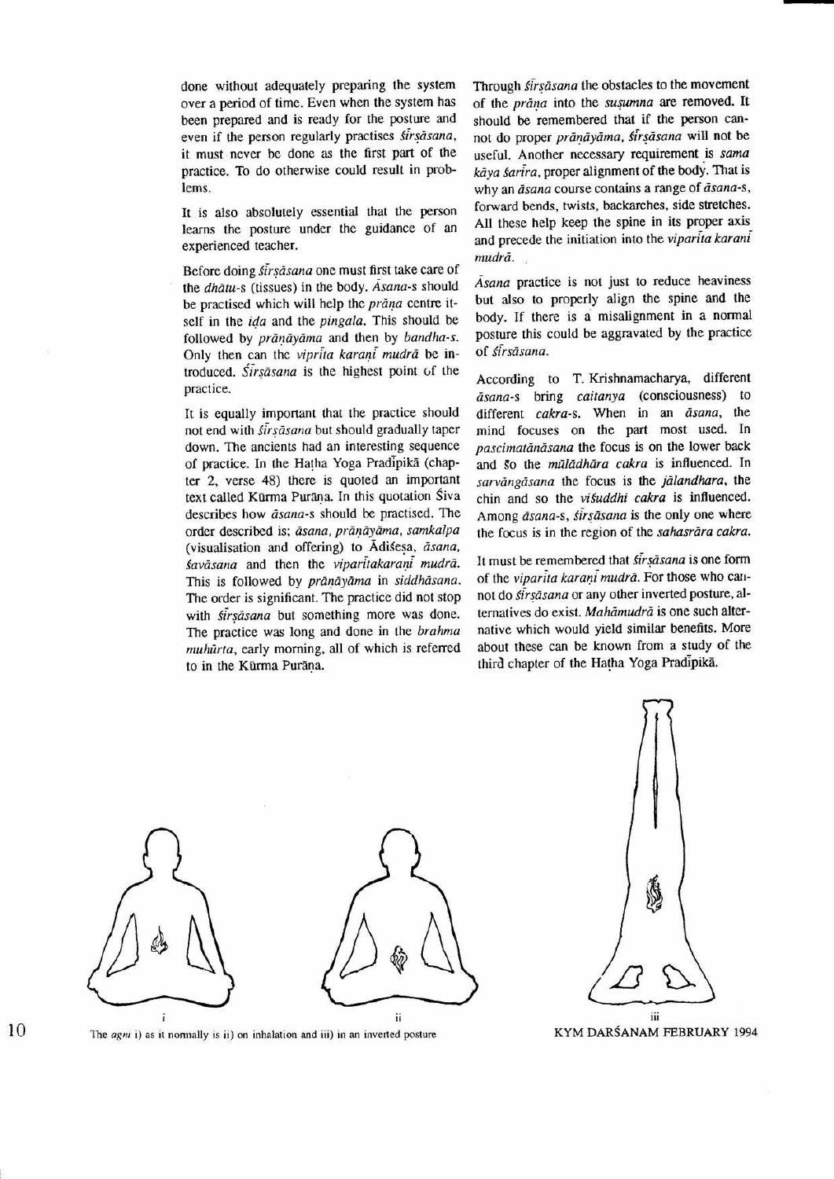done without adequately preparing the system over a period of time. Even when the system has been prepared and is ready for the posture and even if the person regularly practises *śīrṣāsana*, it must never be done as the first part of the practice. To do otherwise could result in problems.

It is also absolutely essential that the person learns the posture under the guidance of an experienced teacher.

Before doing *śīrṣāsana* one must first take care of the *dhātu*-s (tissues) in the body. *Āsana*-s should be practised which will help the *prāṇa* centre itself in the *iḍa* and the *pingala*. This should be followed by *prāṇāyāma* and then by *bandha*-s. Only then can the *viprīta karaṇī mudrā* be introduced. *Śīrṣāsana* is the highest point of the practice.

It is equally important that the practice should not end with *śīrṣāsana* but should gradually taper down. The ancients had an interesting sequence of practice. In the Haṭha Yoga Pradīpikā (chapter 2, verse 48) there is quoted an important text called Kūrma Purāṇa. In this quotation Śiva describes how *āsana*-s should be practised. The order described is; *āsana, prāṇāyāma, samkalpa* (visualisation and offering) to Ādiśeṣa, *āsana, śavāsana* and then the *viparītakaraṇī mudrā*. This is followed by *prāṇāyāma* in *siddhāsana*. The order is significant. The practice did not stop with *śīrṣāsana* but something more was done. The practice was long and done in the *brahma muhūrta*, early morning, all of which is referred to in the Kūrma Purāṇa.

Through *śīrṣāsana* the obstacles to the movement of the *prāṇa* into the *suṣumna* are removed. It should be remembered that if the person cannot do proper *prāṇāyāma*, *śīrṣāsana* will not be useful. Another necessary requirement is *sama kāya śarīra*, proper alignment of the body. That is why an *āsana* course contains a range of *āsana*-s, forward bends, twists, backarches, side stretches. All these help keep the spine in its proper axis and precede the initiation into the *viparīta karaṇī mudrā*.

*Āsana* practice is not just to reduce heaviness but also to properly align the spine and the body. If there is a misalignment in a normal posture this could be aggravated by the practice of *śīrṣāsana*.

According to T. Krishnamacharya, different *āsana*-s bring *caitanya* (consciousness) to different *cakra*-s. When in an *āsana*, the mind focuses on the part most used. In *pascimatānāsana* the focus is on the lower back and so the *mūlādhāra cakra* is influenced. In *sarvāngāsana* the focus is the *jālandhara*, the chin and so the *viśuddhi cakra* is influenced. Among *āsana*-s, *śīrṣāsana* is the only one where the focus is in the region of the *sahasrāra cakra*.

It must be remembered that *śīrṣāsana* is one form of the *viparīta karaṇī mudrā*. For those who cannot do *śīrṣāsana* or any other inverted posture, alternatives do exist. *Mahāmudrā* is one such alternative which would yield similar benefits. More about these can be known from a study of the third chapter of the Haṭha Yoga Pradīpikā.

i ii iii

The *agni* i) as it normally is ii) on inhalation and iii) in an inverted posture